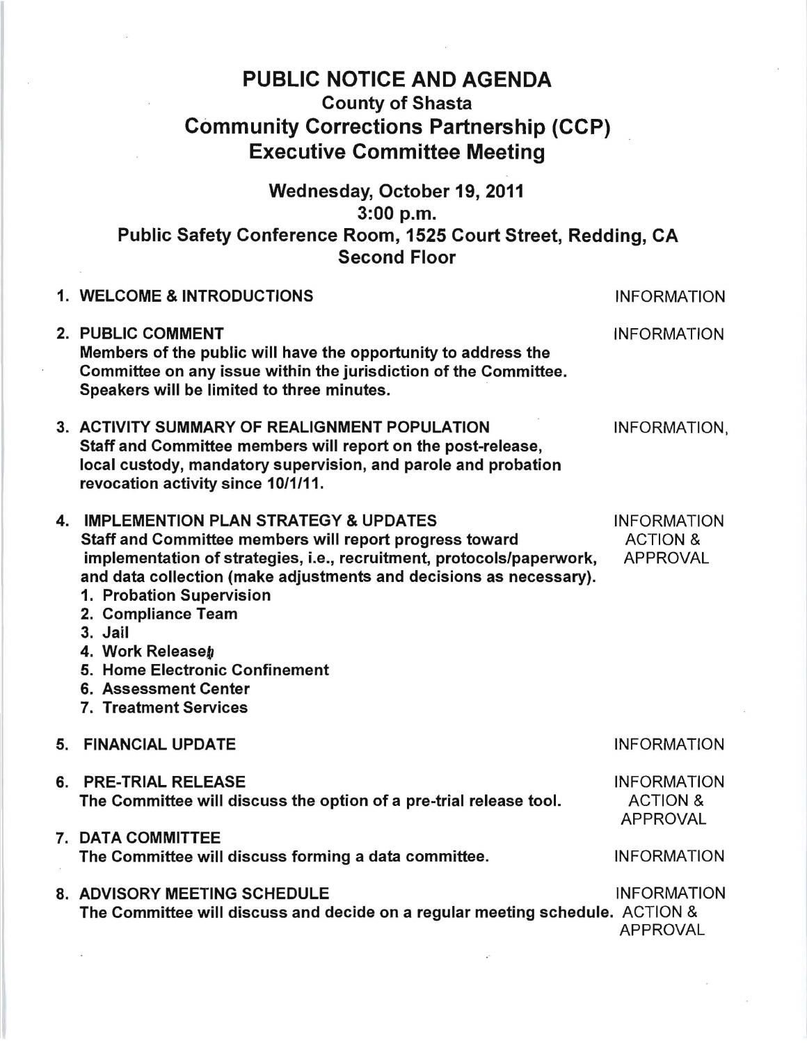# PUBLIC NOTICE AND AGENDA

## County of Shasta

## Community Corrections Partnership (CCP)

## Executive Committee Meeting

### Wednesday, October 19, 2011
### 3:00 p.m.
### Public Safety Conference Room, 1525 Court Street, Redding, CA
### Second Floor

| | |
|---|---|
| **1. WELCOME & INTRODUCTIONS** | INFORMATION |
| **2. PUBLIC COMMENT**<br>**Members of the public will have the opportunity to address the Committee on any issue within the jurisdiction of the Committee. Speakers will be limited to three minutes.** | INFORMATION |
| **3. ACTIVITY SUMMARY OF REALIGNMENT POPULATION**<br>**Staff and Committee members will report on the post-release, local custody, mandatory supervision, and parole and probation revocation activity since 10/1/11.** | INFORMATION, |
| **4. IMPLEMENTION PLAN STRATEGY & UPDATES**<br>**Staff and Committee members will report progress toward implementation of strategies, i.e., recruitment, protocols/paperwork, and data collection (make adjustments and decisions as necessary).**<br>**1. Probation Supervision**<br>**2. Compliance Team**<br>**3. Jail**<br>**4. Work Release**<br>**5. Home Electronic Confinement**<br>**6. Assessment Center**<br>**7. Treatment Services** | INFORMATION<br>ACTION &<br>APPROVAL |
| **5. FINANCIAL UPDATE** | INFORMATION |
| **6. PRE-TRIAL RELEASE**<br>**The Committee will discuss the option of a pre-trial release tool.** | INFORMATION<br>ACTION &<br>APPROVAL |
| **7. DATA COMMITTEE**<br>**The Committee will discuss forming a data committee.** | INFORMATION |
| **8. ADVISORY MEETING SCHEDULE**<br>**The Committee will discuss and decide on a regular meeting schedule.** | INFORMATION<br>ACTION &<br>APPROVAL |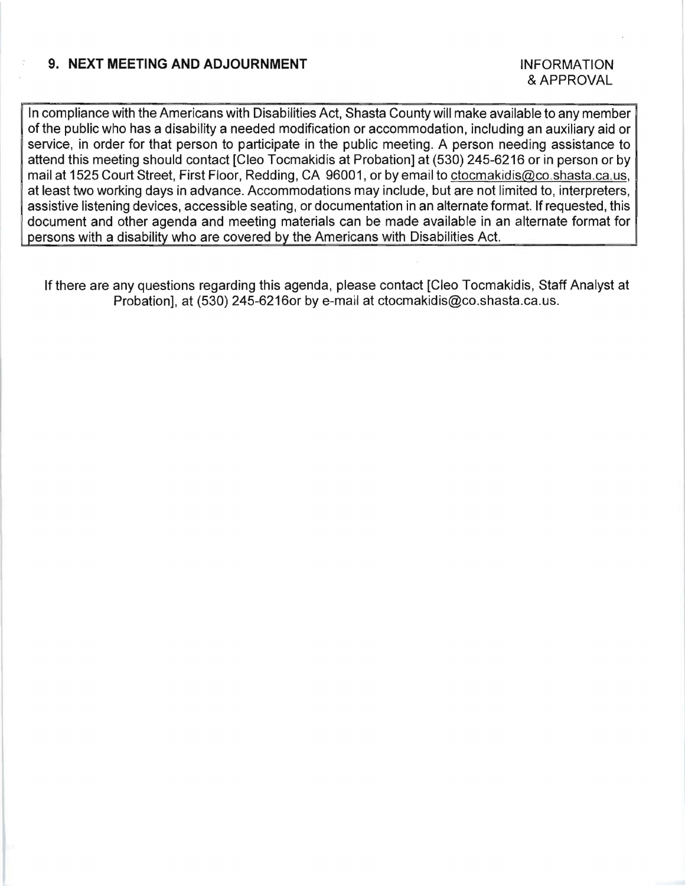**9. NEXT MEETING AND ADJOURNMENT** INFORMATION & APPROVAL

In compliance with the Americans with Disabilities Act, Shasta County will make available to any member of the public who has a disability a needed modification or accommodation, including an auxiliary aid or service, in order for that person to participate in the public meeting. A person needing assistance to attend this meeting should contact [Cleo Tocmakidis at Probation] at (530) 245-6216 or in person or by mail at 1525 Court Street, First Floor, Redding, CA 96001, or by email to ctocmakidis@co.shasta.ca.us, at least two working days in advance. Accommodations may include, but are not limited to, interpreters, assistive listening devices, accessible seating, or documentation in an alternate format. If requested, this document and other agenda and meeting materials can be made available in an alternate format for persons with a disability who are covered by the Americans with Disabilities Act.

If there are any questions regarding this agenda, please contact [Cleo Tocmakidis, Staff Analyst at Probation], at (530) 245-6216or by e-mail at ctocmakidis@co.shasta.ca.us.